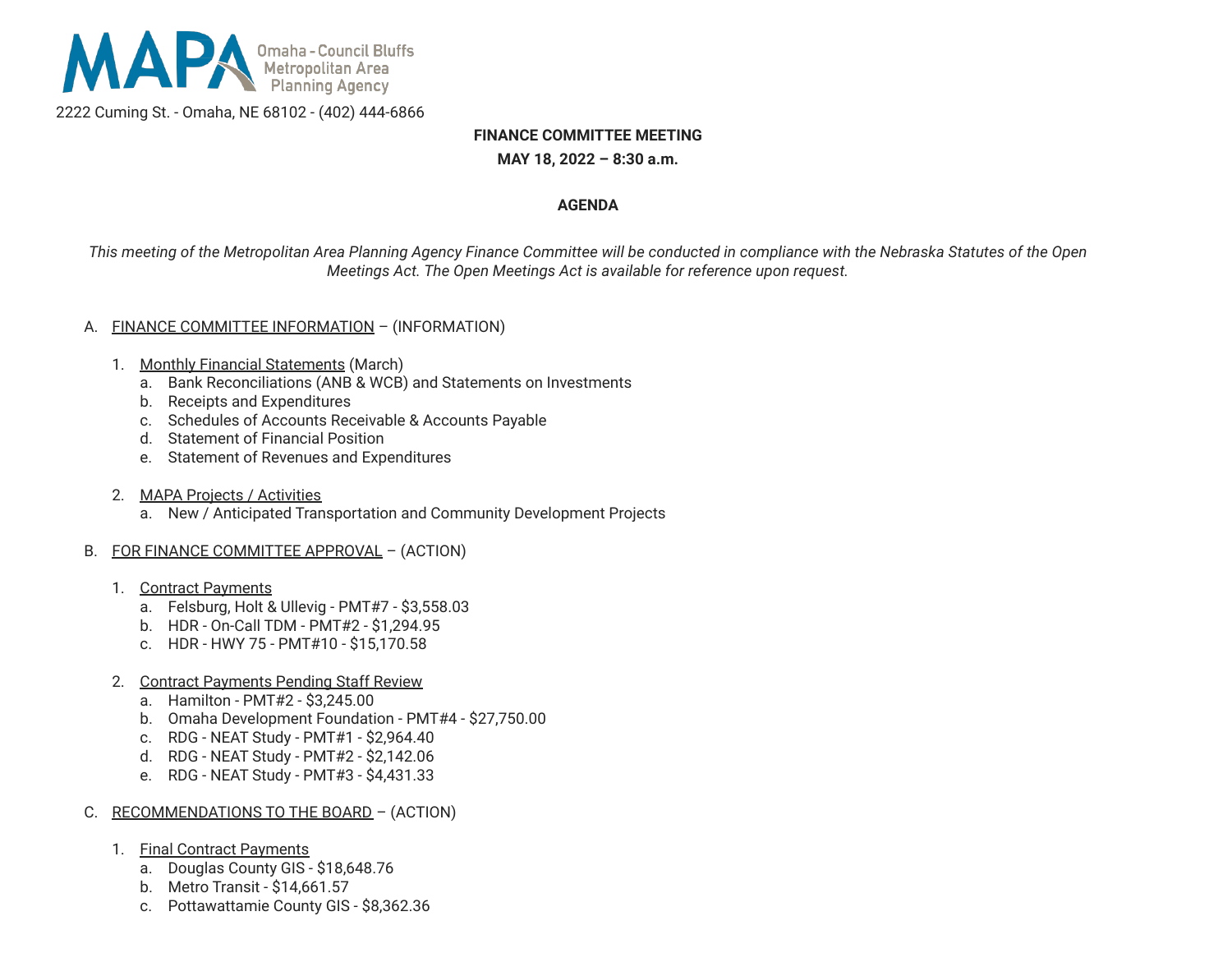MAPA Omaha - Council Bluffs Metropolitan Area Planning Agency

2222 Cuming St. - Omaha, NE 68102 - (402) 444-6866

**FINANCE COMMITTEE MEETING**

**MAY 18, 2022 – 8:30 a.m.**

**AGENDA**

*This meeting of the Metropolitan Area Planning Agency Finance Committee will be conducted in compliance with the Nebraska Statutes of the Open Meetings Act. The Open Meetings Act is available for reference upon request.*

A. FINANCE COMMITTEE INFORMATION – (INFORMATION)

1. Monthly Financial Statements (March)
   a. Bank Reconciliations (ANB & WCB) and Statements on Investments
   b. Receipts and Expenditures
   c. Schedules of Accounts Receivable & Accounts Payable
   d. Statement of Financial Position
   e. Statement of Revenues and Expenditures

2. MAPA Projects / Activities
   a. New / Anticipated Transportation and Community Development Projects

B. FOR FINANCE COMMITTEE APPROVAL – (ACTION)

1. Contract Payments
   a. Felsburg, Holt & Ullevig - PMT#7 - $3,558.03
   b. HDR - On-Call TDM - PMT#2 - $1,294.95
   c. HDR - HWY 75 - PMT#10 - $15,170.58

2. Contract Payments Pending Staff Review
   a. Hamilton - PMT#2 - $3,245.00
   b. Omaha Development Foundation - PMT#4 - $27,750.00
   c. RDG - NEAT Study - PMT#1 - $2,964.40
   d. RDG - NEAT Study - PMT#2 - $2,142.06
   e. RDG - NEAT Study - PMT#3 - $4,431.33

C. RECOMMENDATIONS TO THE BOARD – (ACTION)

1. Final Contract Payments
   a. Douglas County GIS - $18,648.76
   b. Metro Transit - $14,661.57
   c. Pottawattamie County GIS - $8,362.36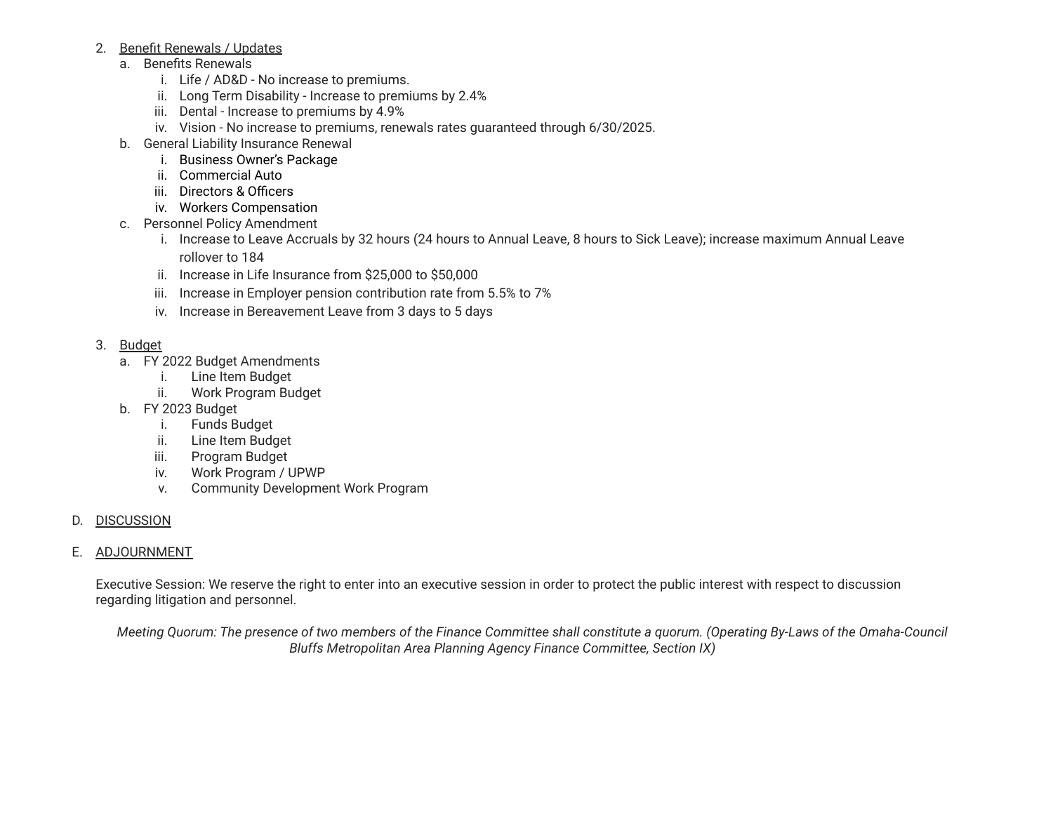2. <u>Benefit Renewals / Updates</u>
    a. Benefits Renewals
        i. Life / AD&D - No increase to premiums.
        ii. Long Term Disability - Increase to premiums by 2.4%
        iii. Dental - Increase to premiums by 4.9%
        iv. Vision - No increase to premiums, renewals rates guaranteed through 6/30/2025.
    b. General Liability Insurance Renewal
        i. Business Owner's Package
        ii. Commercial Auto
        iii. Directors & Officers
        iv. Workers Compensation
    c. Personnel Policy Amendment
        i. Increase to Leave Accruals by 32 hours (24 hours to Annual Leave, 8 hours to Sick Leave); increase maximum Annual Leave rollover to 184
        ii. Increase in Life Insurance from $25,000 to $50,000
        iii. Increase in Employer pension contribution rate from 5.5% to 7%
        iv. Increase in Bereavement Leave from 3 days to 5 days

3. <u>Budget</u>
    a. FY 2022 Budget Amendments
        i. Line Item Budget
        ii. Work Program Budget
    b. FY 2023 Budget
        i. Funds Budget
        ii. Line Item Budget
        iii. Program Budget
        iv. Work Program / UPWP
        v. Community Development Work Program

D. <u>DISCUSSION</u>

E. <u>ADJOURNMENT</u>

Executive Session: We reserve the right to enter into an executive session in order to protect the public interest with respect to discussion regarding litigation and personnel.

*Meeting Quorum: The presence of two members of the Finance Committee shall constitute a quorum. (Operating By-Laws of the Omaha-Council Bluffs Metropolitan Area Planning Agency Finance Committee, Section IX)*